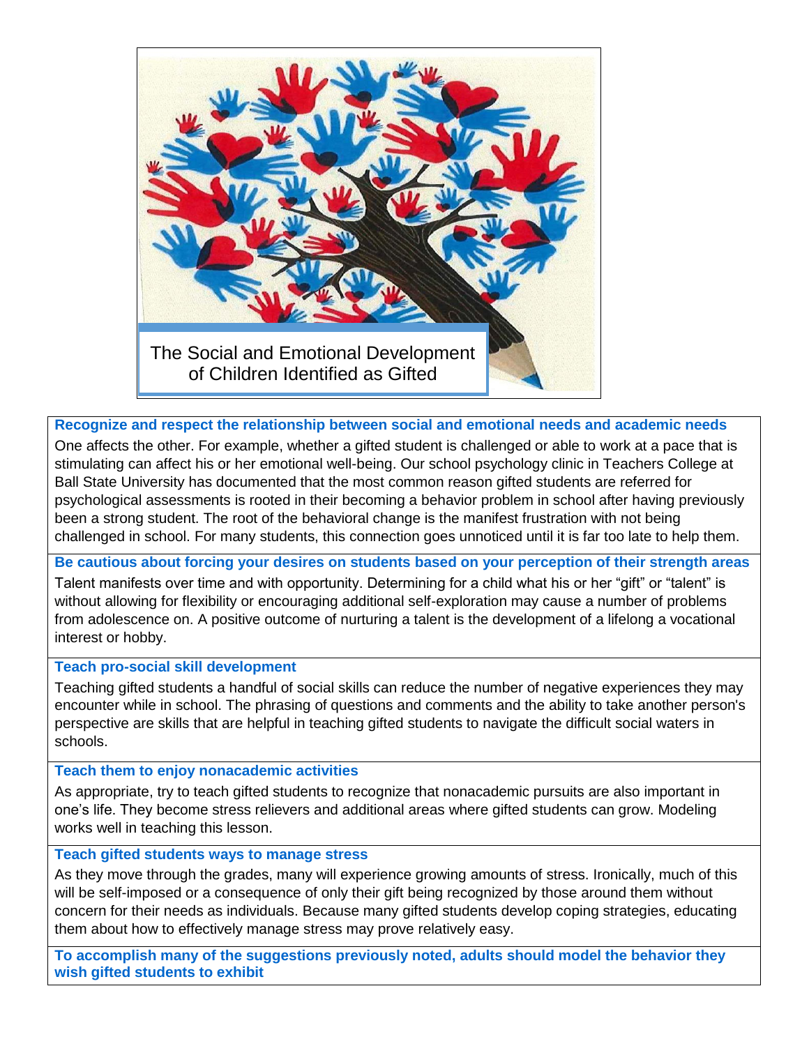# The Social and Emotional Development of Children Identified as Gifted

**Recognize and respect the relationship between social and emotional needs and academic needs**

One affects the other. For example, whether a gifted student is challenged or able to work at a pace that is stimulating can affect his or her emotional well-being. Our school psychology clinic in Teachers College at Ball State University has documented that the most common reason gifted students are referred for psychological assessments is rooted in their becoming a behavior problem in school after having previously been a strong student. The root of the behavioral change is the manifest frustration with not being challenged in school. For many students, this connection goes unnoticed until it is far too late to help them.

**Be cautious about forcing your desires on students based on your perception of their strength areas**

Talent manifests over time and with opportunity. Determining for a child what his or her "gift" or "talent" is without allowing for flexibility or encouraging additional self-exploration may cause a number of problems from adolescence on. A positive outcome of nurturing a talent is the development of a lifelong a vocational interest or hobby.

**Teach pro-social skill development**

Teaching gifted students a handful of social skills can reduce the number of negative experiences they may encounter while in school. The phrasing of questions and comments and the ability to take another person's perspective are skills that are helpful in teaching gifted students to navigate the difficult social waters in schools.

**Teach them to enjoy nonacademic activities**

As appropriate, try to teach gifted students to recognize that nonacademic pursuits are also important in one's life. They become stress relievers and additional areas where gifted students can grow. Modeling works well in teaching this lesson.

**Teach gifted students ways to manage stress**

As they move through the grades, many will experience growing amounts of stress. Ironically, much of this will be self-imposed or a consequence of only their gift being recognized by those around them without concern for their needs as individuals. Because many gifted students develop coping strategies, educating them about how to effectively manage stress may prove relatively easy.

**To accomplish many of the suggestions previously noted, adults should model the behavior they wish gifted students to exhibit**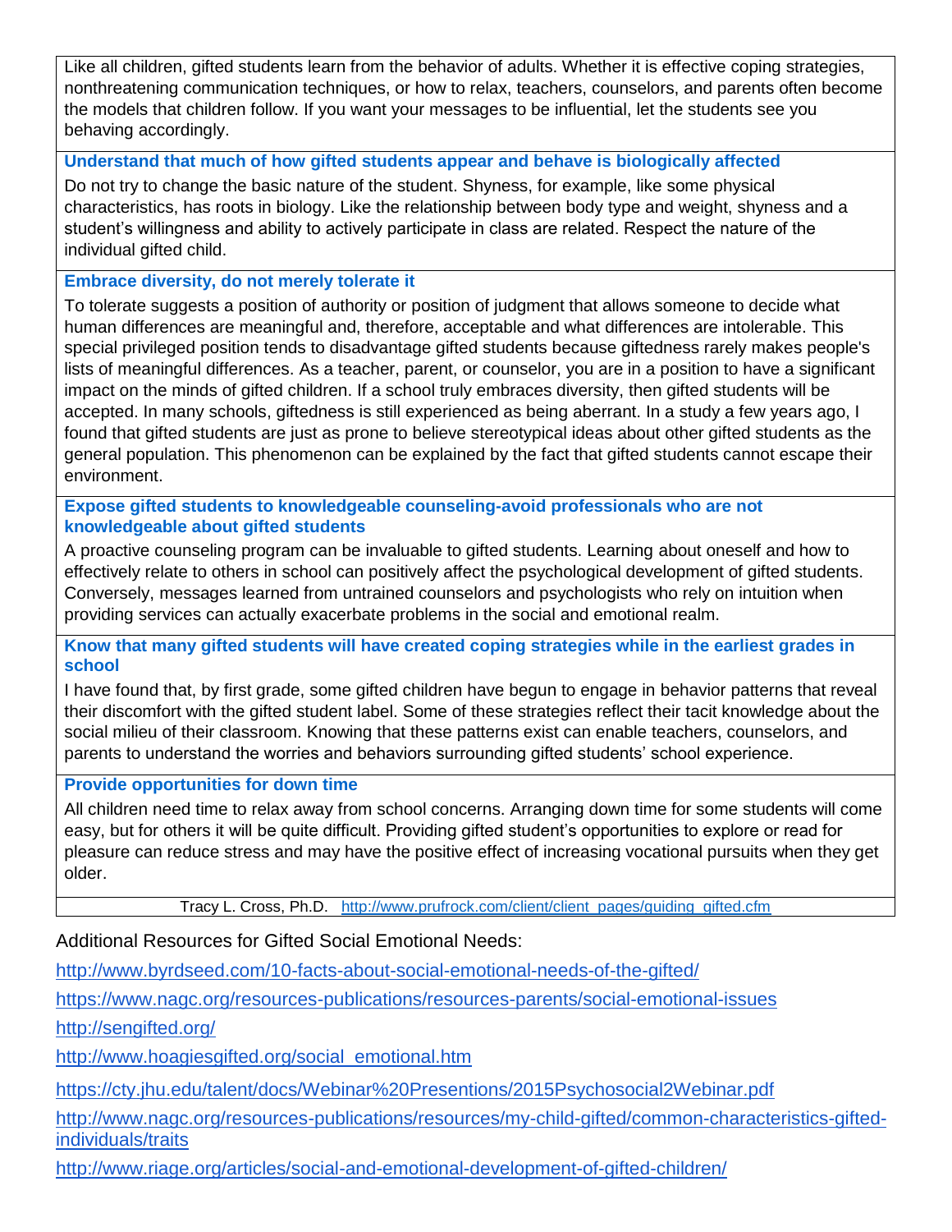Like all children, gifted students learn from the behavior of adults. Whether it is effective coping strategies, nonthreatening communication techniques, or how to relax, teachers, counselors, and parents often become the models that children follow. If you want your messages to be influential, let the students see you behaving accordingly.

**Understand that much of how gifted students appear and behave is biologically affected**

Do not try to change the basic nature of the student. Shyness, for example, like some physical characteristics, has roots in biology. Like the relationship between body type and weight, shyness and a student's willingness and ability to actively participate in class are related. Respect the nature of the individual gifted child.

**Embrace diversity, do not merely tolerate it**

To tolerate suggests a position of authority or position of judgment that allows someone to decide what human differences are meaningful and, therefore, acceptable and what differences are intolerable. This special privileged position tends to disadvantage gifted students because giftedness rarely makes people's lists of meaningful differences. As a teacher, parent, or counselor, you are in a position to have a significant impact on the minds of gifted children. If a school truly embraces diversity, then gifted students will be accepted. In many schools, giftedness is still experienced as being aberrant. In a study a few years ago, I found that gifted students are just as prone to believe stereotypical ideas about other gifted students as the general population. This phenomenon can be explained by the fact that gifted students cannot escape their environment.

**Expose gifted students to knowledgeable counseling-avoid professionals who are not knowledgeable about gifted students**

A proactive counseling program can be invaluable to gifted students. Learning about oneself and how to effectively relate to others in school can positively affect the psychological development of gifted students. Conversely, messages learned from untrained counselors and psychologists who rely on intuition when providing services can actually exacerbate problems in the social and emotional realm.

**Know that many gifted students will have created coping strategies while in the earliest grades in school**

I have found that, by first grade, some gifted children have begun to engage in behavior patterns that reveal their discomfort with the gifted student label. Some of these strategies reflect their tacit knowledge about the social milieu of their classroom. Knowing that these patterns exist can enable teachers, counselors, and parents to understand the worries and behaviors surrounding gifted students' school experience.

**Provide opportunities for down time**

All children need time to relax away from school concerns. Arranging down time for some students will come easy, but for others it will be quite difficult. Providing gifted student's opportunities to explore or read for pleasure can reduce stress and may have the positive effect of increasing vocational pursuits when they get older.

Tracy L. Cross, Ph.D. http://www.prufrock.com/client/client_pages/guiding_gifted.cfm

Additional Resources for Gifted Social Emotional Needs:

http://www.byrdseed.com/10-facts-about-social-emotional-needs-of-the-gifted/

https://www.nagc.org/resources-publications/resources-parents/social-emotional-issues

http://sengifted.org/

http://www.hoagiesgifted.org/social_emotional.htm

https://cty.jhu.edu/talent/docs/Webinar%20Presentions/2015Psychosocial2Webinar.pdf

http://www.nagc.org/resources-publications/resources/my-child-gifted/common-characteristics-gifted-individuals/traits

http://www.riage.org/articles/social-and-emotional-development-of-gifted-children/